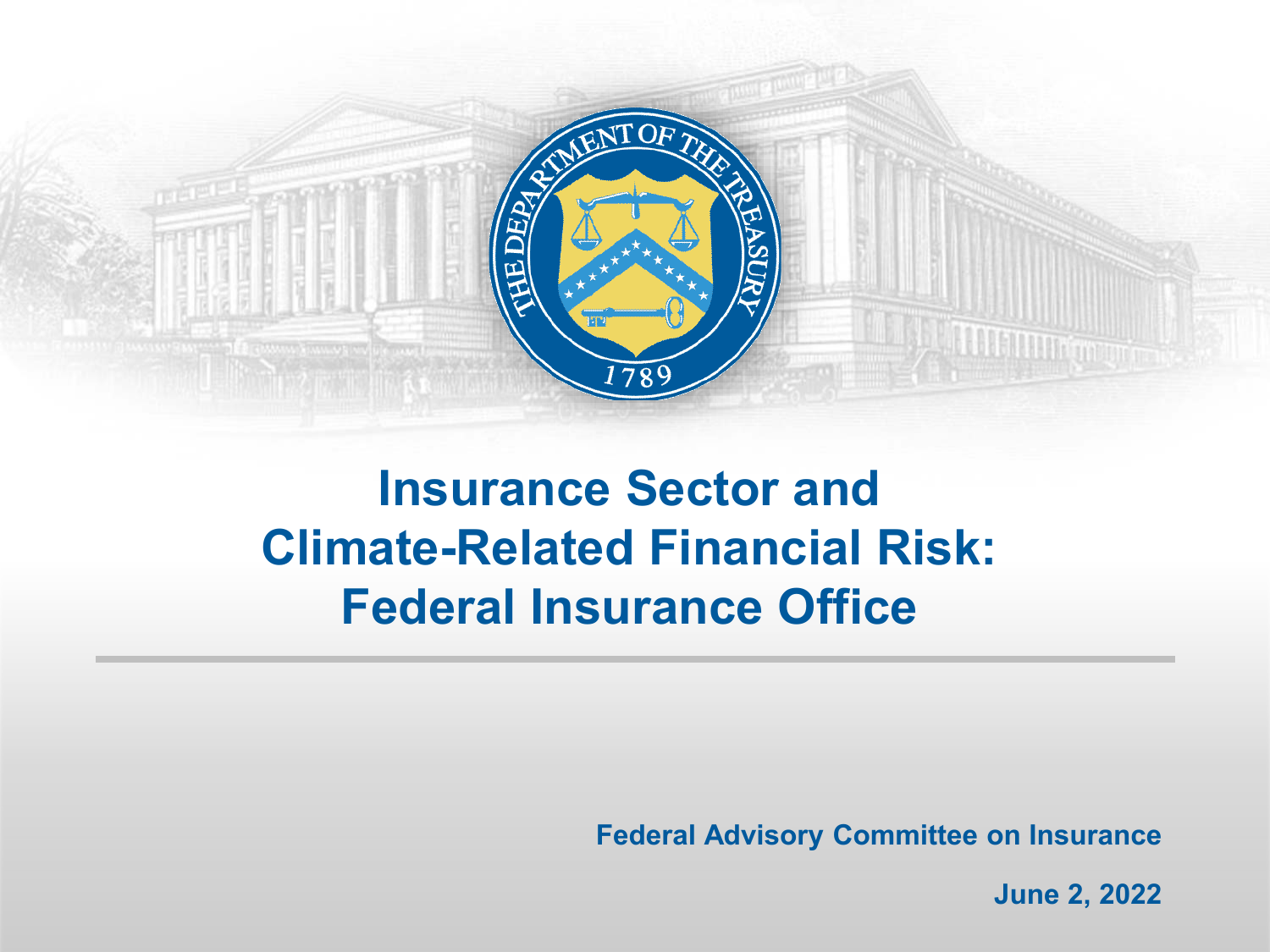# Insurance Sector and Climate-Related Financial Risk: Federal Insurance Office

**Federal Advisory Committee on Insurance**

**June 2, 2022**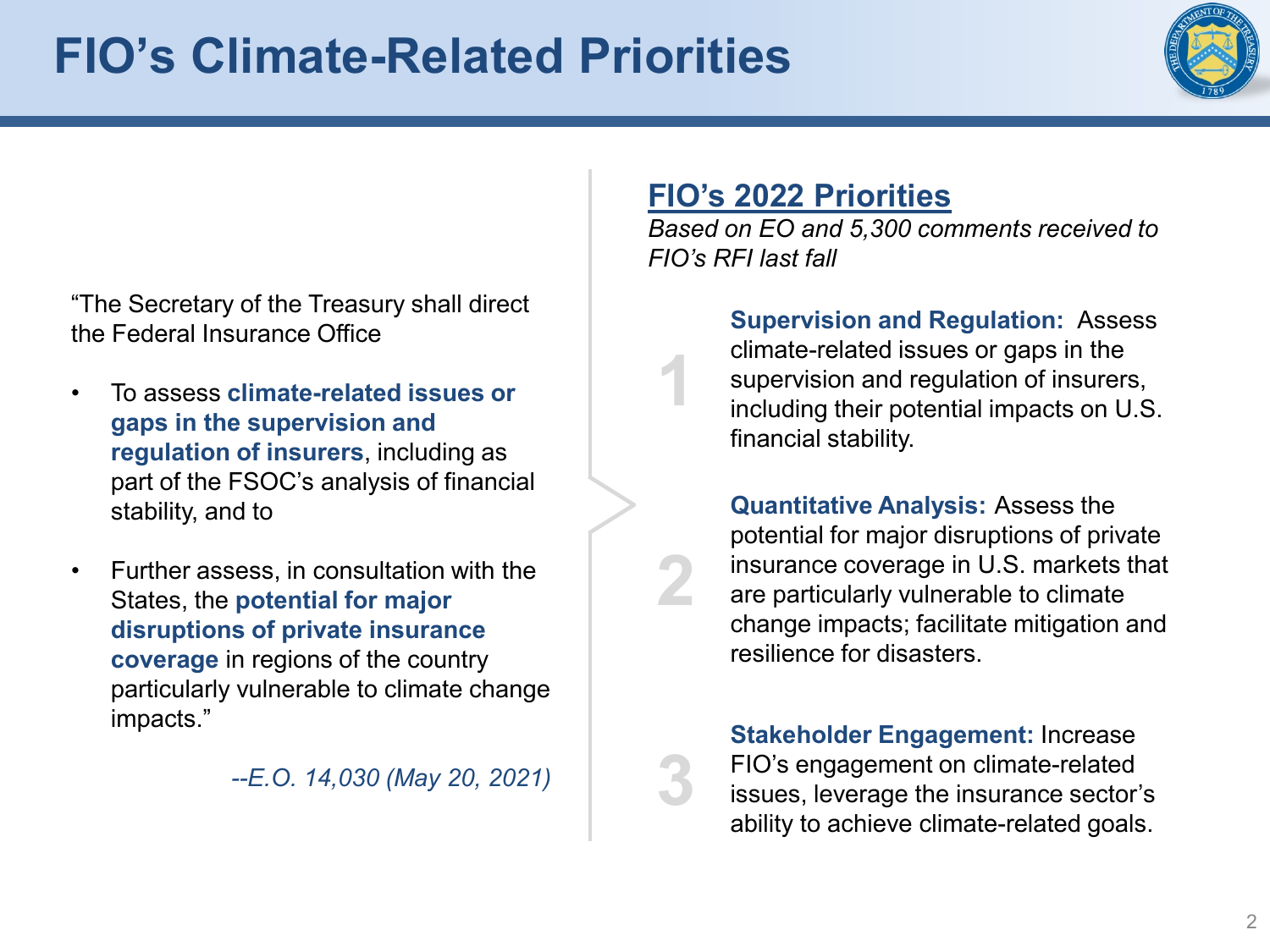# FIO's Climate-Related Priorities

"The Secretary of the Treasury shall direct the Federal Insurance Office

- To assess **climate-related issues or gaps in the supervision and regulation of insurers**, including as part of the FSOC's analysis of financial stability, and to
- Further assess, in consultation with the States, the **potential for major disruptions of private insurance coverage** in regions of the country particularly vulnerable to climate change impacts."

*--E.O. 14,030 (May 20, 2021)*

## FIO's 2022 Priorities

*Based on EO and 5,300 comments received to FIO's RFI last fall*

1. **Supervision and Regulation:** Assess climate-related issues or gaps in the supervision and regulation of insurers, including their potential impacts on U.S. financial stability.

2. **Quantitative Analysis:** Assess the potential for major disruptions of private insurance coverage in U.S. markets that are particularly vulnerable to climate change impacts; facilitate mitigation and resilience for disasters.

3. **Stakeholder Engagement:** Increase FIO's engagement on climate-related issues, leverage the insurance sector's ability to achieve climate-related goals.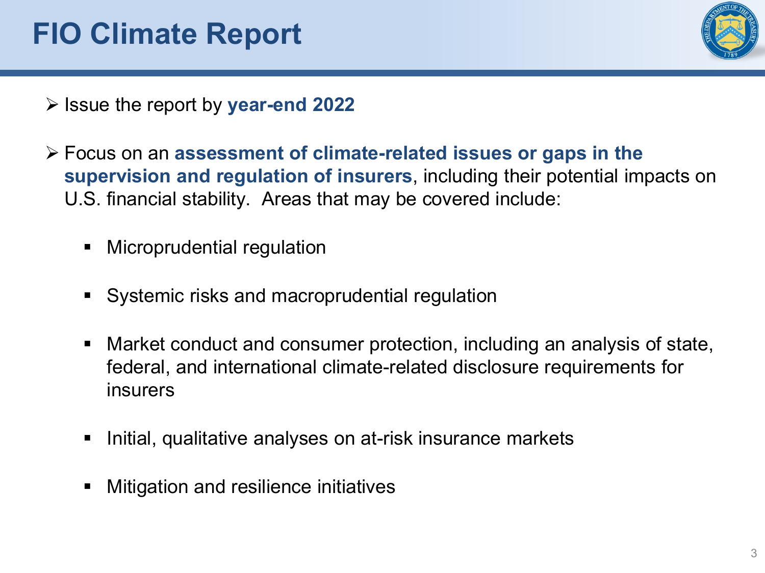# FIO Climate Report

- Issue the report by **year-end 2022**
- Focus on an **assessment of climate-related issues or gaps in the supervision and regulation of insurers**, including their potential impacts on U.S. financial stability. Areas that may be covered include:
  - Microprudential regulation
  - Systemic risks and macroprudential regulation
  - Market conduct and consumer protection, including an analysis of state, federal, and international climate-related disclosure requirements for insurers
  - Initial, qualitative analyses on at-risk insurance markets
  - Mitigation and resilience initiatives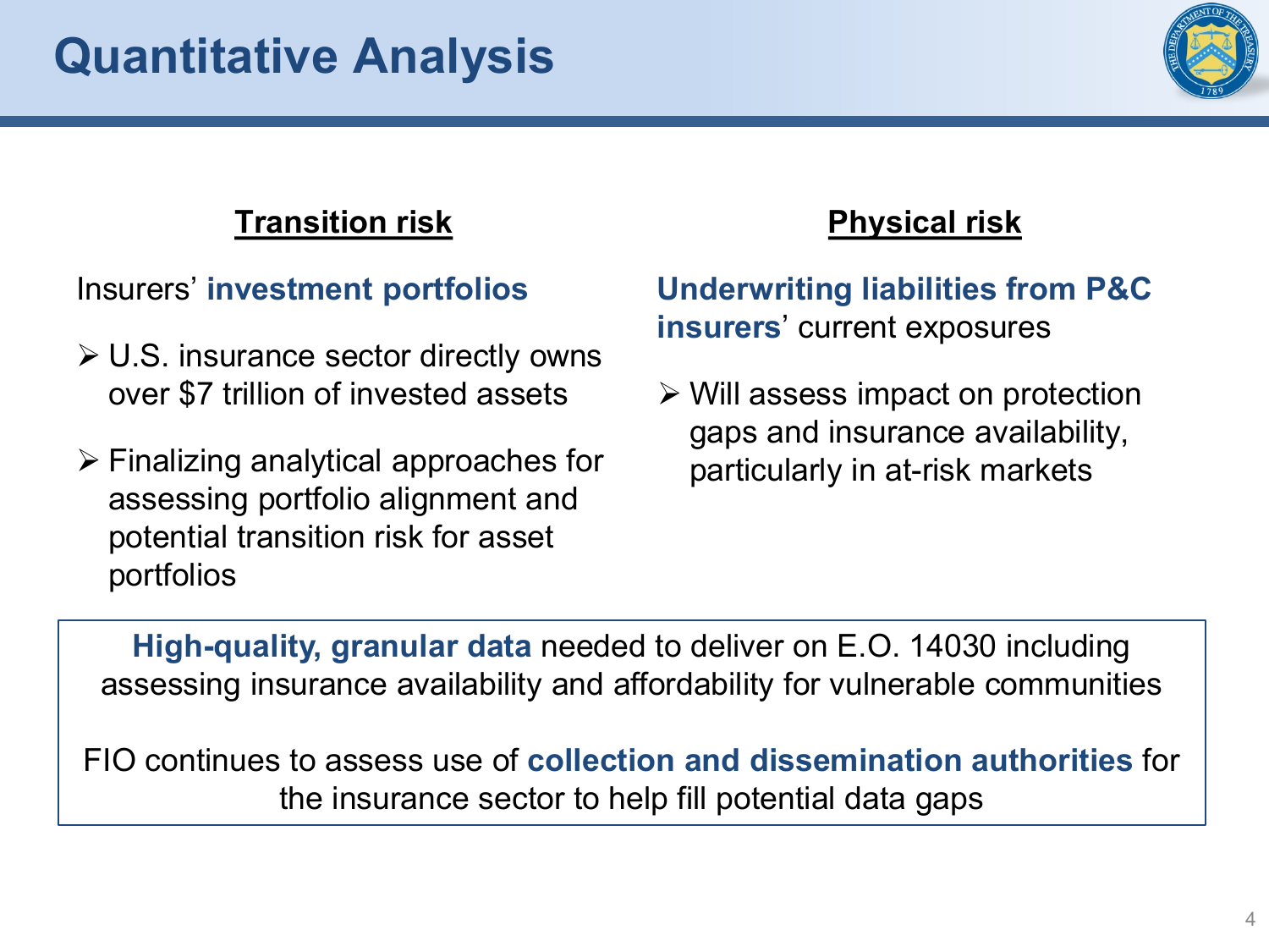# Quantitative Analysis

## Transition risk

Insurers' **investment portfolios**

- U.S. insurance sector directly owns over $7 trillion of invested assets
- Finalizing analytical approaches for assessing portfolio alignment and potential transition risk for asset portfolios

## Physical risk

**Underwriting liabilities from P&C insurers**' current exposures

- Will assess impact on protection gaps and insurance availability, particularly in at-risk markets

**High-quality, granular data** needed to deliver on E.O. 14030 including assessing insurance availability and affordability for vulnerable communities

FIO continues to assess use of **collection and dissemination authorities** for the insurance sector to help fill potential data gaps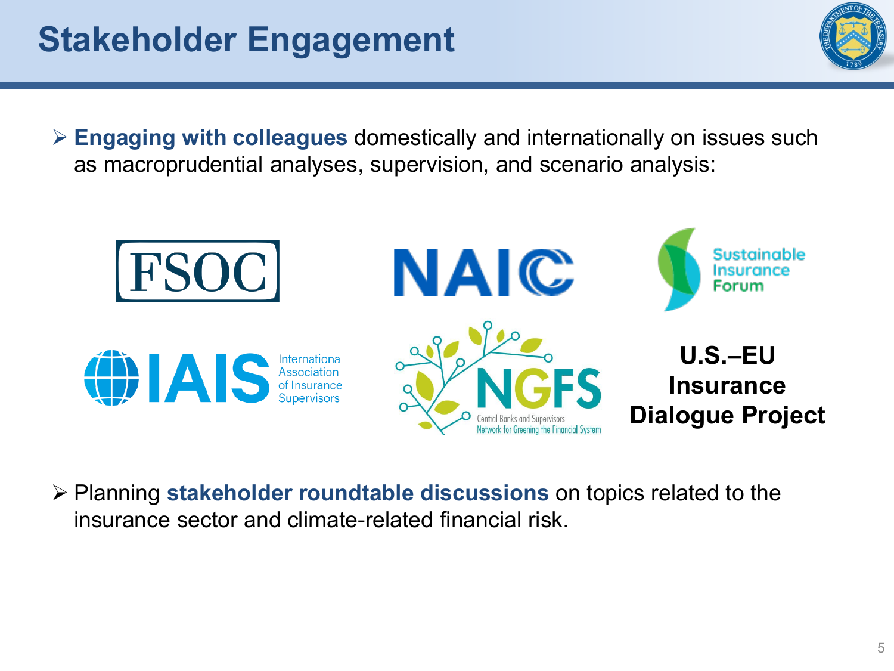# Stakeholder Engagement

- **Engaging with colleagues** domestically and internationally on issues such as macroprudential analyses, supervision, and scenario analysis:

FSOC

NAIC

Sustainable Insurance Forum

IAIS International Association of Insurance Supervisors

NGFS Central Banks and Supervisors Network for Greening the Financial System

**U.S.–EU Insurance Dialogue Project**

- Planning **stakeholder roundtable discussions** on topics related to the insurance sector and climate-related financial risk.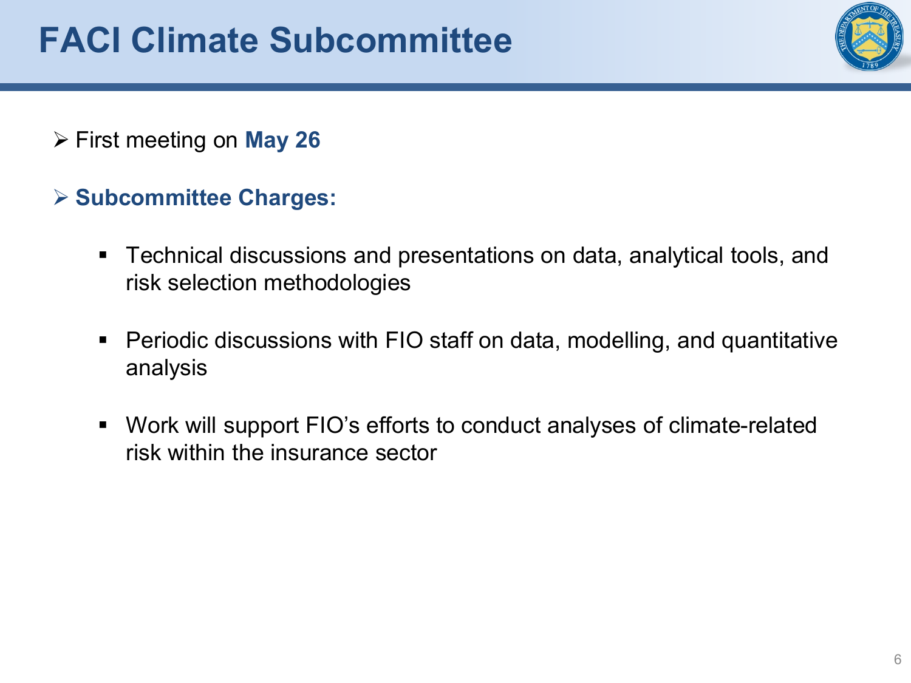# FACI Climate Subcommittee

- First meeting on **May 26**

- **Subcommittee Charges:**

  - Technical discussions and presentations on data, analytical tools, and risk selection methodologies

  - Periodic discussions with FIO staff on data, modelling, and quantitative analysis

  - Work will support FIO's efforts to conduct analyses of climate-related risk within the insurance sector